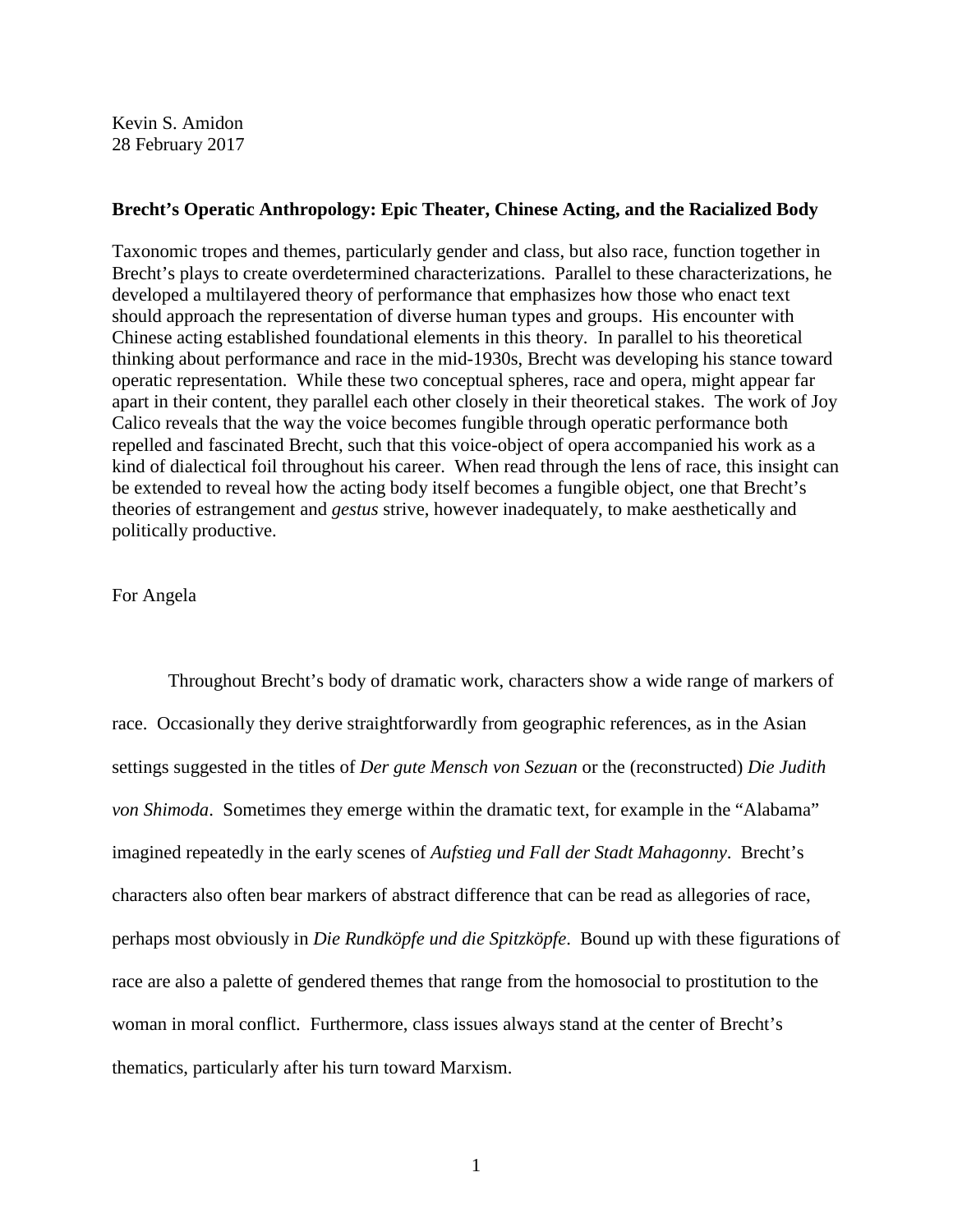Kevin S. Amidon
28 February 2017

**Brecht's Operatic Anthropology: Epic Theater, Chinese Acting, and the Racialized Body**

Taxonomic tropes and themes, particularly gender and class, but also race, function together in Brecht's plays to create overdetermined characterizations. Parallel to these characterizations, he developed a multilayered theory of performance that emphasizes how those who enact text should approach the representation of diverse human types and groups. His encounter with Chinese acting established foundational elements in this theory. In parallel to his theoretical thinking about performance and race in the mid-1930s, Brecht was developing his stance toward operatic representation. While these two conceptual spheres, race and opera, might appear far apart in their content, they parallel each other closely in their theoretical stakes. The work of Joy Calico reveals that the way the voice becomes fungible through operatic performance both repelled and fascinated Brecht, such that this voice-object of opera accompanied his work as a kind of dialectical foil throughout his career. When read through the lens of race, this insight can be extended to reveal how the acting body itself becomes a fungible object, one that Brecht's theories of estrangement and *gestus* strive, however inadequately, to make aesthetically and politically productive.

For Angela

Throughout Brecht's body of dramatic work, characters show a wide range of markers of race. Occasionally they derive straightforwardly from geographic references, as in the Asian settings suggested in the titles of *Der gute Mensch von Sezuan* or the (reconstructed) *Die Judith von Shimoda*. Sometimes they emerge within the dramatic text, for example in the "Alabama" imagined repeatedly in the early scenes of *Aufstieg und Fall der Stadt Mahagonny*. Brecht's characters also often bear markers of abstract difference that can be read as allegories of race, perhaps most obviously in *Die Rundköpfe und die Spitzköpfe*. Bound up with these figurations of race are also a palette of gendered themes that range from the homosocial to prostitution to the woman in moral conflict. Furthermore, class issues always stand at the center of Brecht's thematics, particularly after his turn toward Marxism.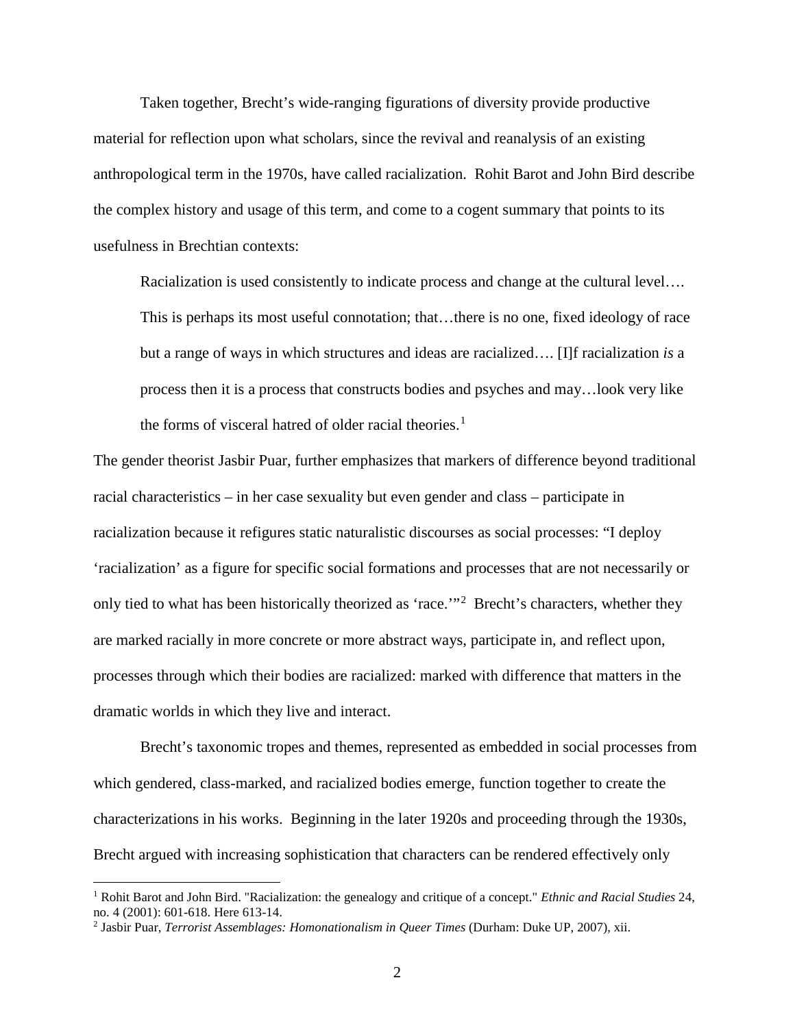Taken together, Brecht's wide-ranging figurations of diversity provide productive material for reflection upon what scholars, since the revival and reanalysis of an existing anthropological term in the 1970s, have called racialization. Rohit Barot and John Bird describe the complex history and usage of this term, and come to a cogent summary that points to its usefulness in Brechtian contexts:

> Racialization is used consistently to indicate process and change at the cultural level…. This is perhaps its most useful connotation; that…there is no one, fixed ideology of race but a range of ways in which structures and ideas are racialized…. [I]f racialization *is* a process then it is a process that constructs bodies and psyches and may…look very like the forms of visceral hatred of older racial theories.[1]

The gender theorist Jasbir Puar, further emphasizes that markers of difference beyond traditional racial characteristics – in her case sexuality but even gender and class – participate in racialization because it refigures static naturalistic discourses as social processes: "I deploy 'racialization' as a figure for specific social formations and processes that are not necessarily or only tied to what has been historically theorized as 'race.'"[2] Brecht's characters, whether they are marked racially in more concrete or more abstract ways, participate in, and reflect upon, processes through which their bodies are racialized: marked with difference that matters in the dramatic worlds in which they live and interact.

Brecht's taxonomic tropes and themes, represented as embedded in social processes from which gendered, class-marked, and racialized bodies emerge, function together to create the characterizations in his works. Beginning in the later 1920s and proceeding through the 1930s, Brecht argued with increasing sophistication that characters can be rendered effectively only

---

[1] Rohit Barot and John Bird. "Racialization: the genealogy and critique of a concept." *Ethnic and Racial Studies* 24, no. 4 (2001): 601-618. Here 613-14.

[2] Jasbir Puar, *Terrorist Assemblages: Homonationalism in Queer Times* (Durham: Duke UP, 2007), xii.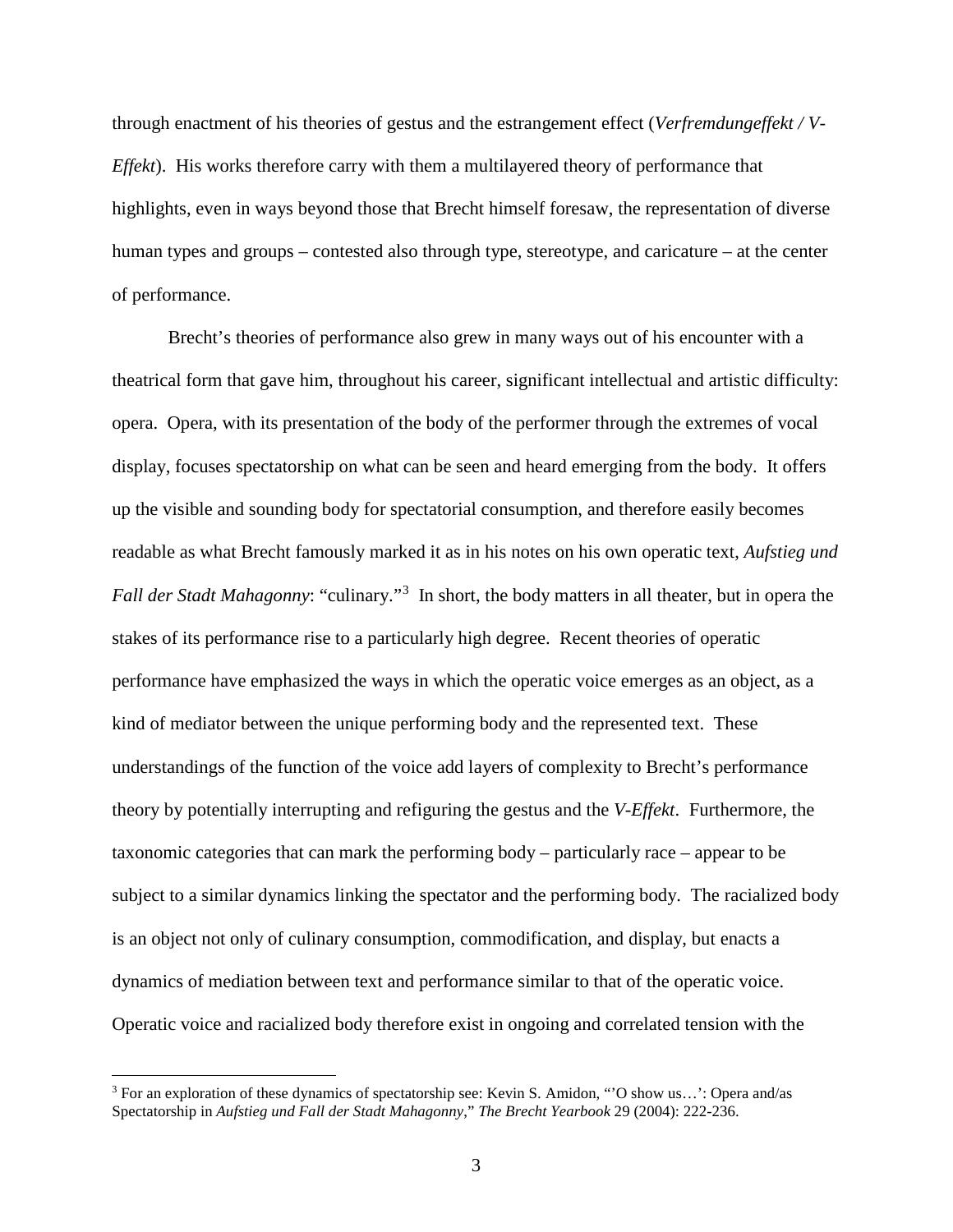through enactment of his theories of gestus and the estrangement effect (*Verfremdungeffekt / V-Effekt*). His works therefore carry with them a multilayered theory of performance that highlights, even in ways beyond those that Brecht himself foresaw, the representation of diverse human types and groups – contested also through type, stereotype, and caricature – at the center of performance.

Brecht's theories of performance also grew in many ways out of his encounter with a theatrical form that gave him, throughout his career, significant intellectual and artistic difficulty: opera. Opera, with its presentation of the body of the performer through the extremes of vocal display, focuses spectatorship on what can be seen and heard emerging from the body. It offers up the visible and sounding body for spectatorial consumption, and therefore easily becomes readable as what Brecht famously marked it as in his notes on his own operatic text, *Aufstieg und Fall der Stadt Mahagonny*: "culinary."[3] In short, the body matters in all theater, but in opera the stakes of its performance rise to a particularly high degree. Recent theories of operatic performance have emphasized the ways in which the operatic voice emerges as an object, as a kind of mediator between the unique performing body and the represented text. These understandings of the function of the voice add layers of complexity to Brecht's performance theory by potentially interrupting and refiguring the gestus and the *V-Effekt*. Furthermore, the taxonomic categories that can mark the performing body – particularly race – appear to be subject to a similar dynamics linking the spectator and the performing body. The racialized body is an object not only of culinary consumption, commodification, and display, but enacts a dynamics of mediation between text and performance similar to that of the operatic voice. Operatic voice and racialized body therefore exist in ongoing and correlated tension with the

[3] For an exploration of these dynamics of spectatorship see: Kevin S. Amidon, "'O show us…': Opera and/as Spectatorship in *Aufstieg und Fall der Stadt Mahagonny*," *The Brecht Yearbook* 29 (2004): 222-236.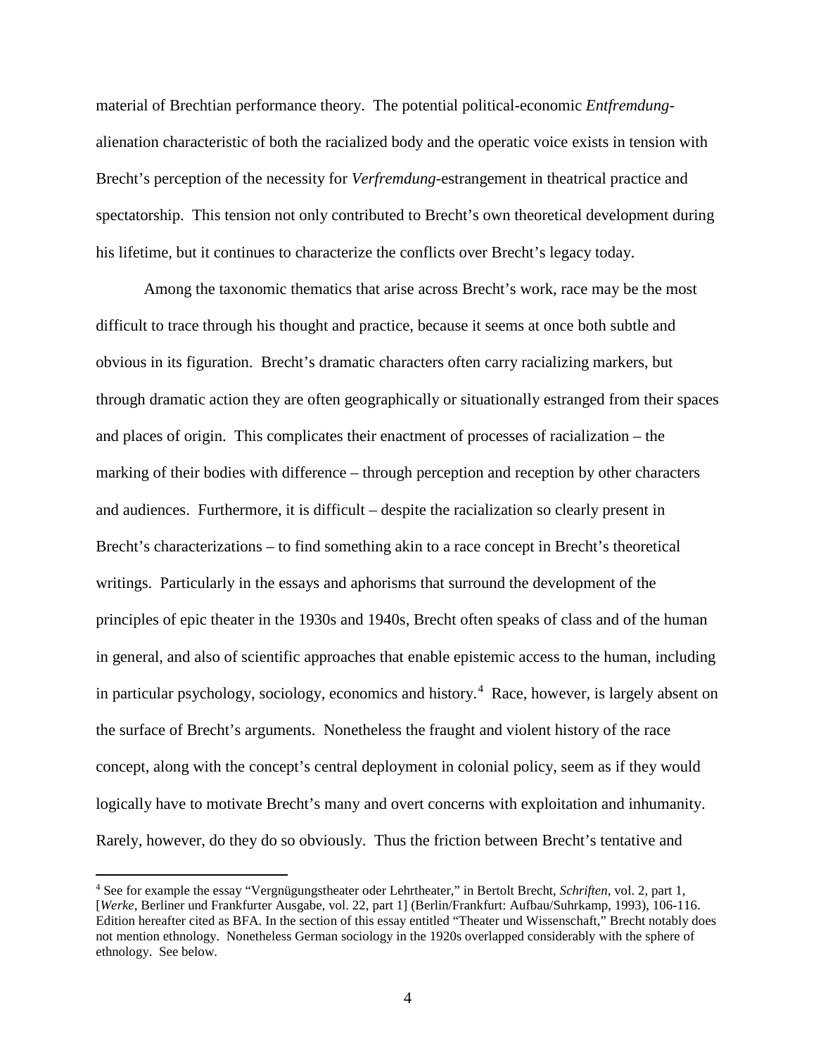material of Brechtian performance theory. The potential political-economic *Entfremdung*-alienation characteristic of both the racialized body and the operatic voice exists in tension with Brecht's perception of the necessity for *Verfremdung*-estrangement in theatrical practice and spectatorship. This tension not only contributed to Brecht's own theoretical development during his lifetime, but it continues to characterize the conflicts over Brecht's legacy today.

Among the taxonomic thematics that arise across Brecht's work, race may be the most difficult to trace through his thought and practice, because it seems at once both subtle and obvious in its figuration. Brecht's dramatic characters often carry racializing markers, but through dramatic action they are often geographically or situationally estranged from their spaces and places of origin. This complicates their enactment of processes of racialization – the marking of their bodies with difference – through perception and reception by other characters and audiences. Furthermore, it is difficult – despite the racialization so clearly present in Brecht's characterizations – to find something akin to a race concept in Brecht's theoretical writings. Particularly in the essays and aphorisms that surround the development of the principles of epic theater in the 1930s and 1940s, Brecht often speaks of class and of the human in general, and also of scientific approaches that enable epistemic access to the human, including in particular psychology, sociology, economics and history.[4] Race, however, is largely absent on the surface of Brecht's arguments. Nonetheless the fraught and violent history of the race concept, along with the concept's central deployment in colonial policy, seem as if they would logically have to motivate Brecht's many and overt concerns with exploitation and inhumanity. Rarely, however, do they do so obviously. Thus the friction between Brecht's tentative and

---

[4] See for example the essay "Vergnügungstheater oder Lehrtheater," in Bertolt Brecht, *Schriften*, vol. 2, part 1, [*Werke*, Berliner und Frankfurter Ausgabe, vol. 22, part 1] (Berlin/Frankfurt: Aufbau/Suhrkamp, 1993), 106-116. Edition hereafter cited as BFA. In the section of this essay entitled "Theater und Wissenschaft," Brecht notably does not mention ethnology. Nonetheless German sociology in the 1920s overlapped considerably with the sphere of ethnology. See below.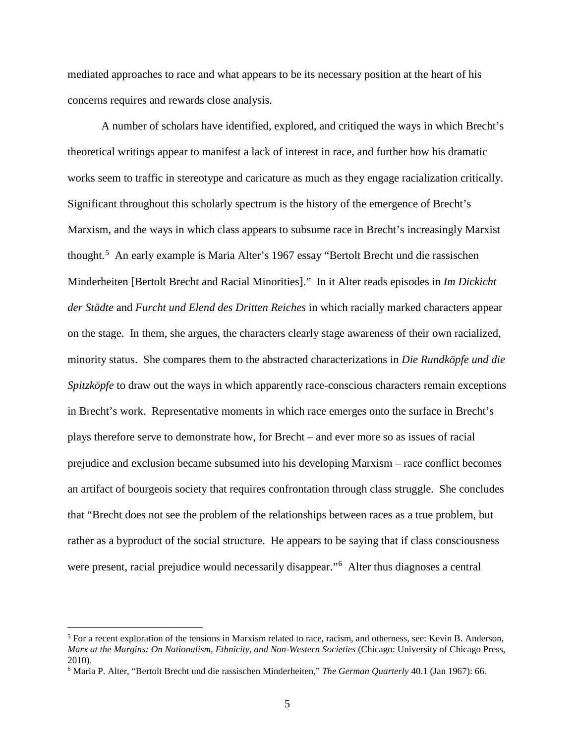mediated approaches to race and what appears to be its necessary position at the heart of his concerns requires and rewards close analysis.

A number of scholars have identified, explored, and critiqued the ways in which Brecht's theoretical writings appear to manifest a lack of interest in race, and further how his dramatic works seem to traffic in stereotype and caricature as much as they engage racialization critically. Significant throughout this scholarly spectrum is the history of the emergence of Brecht's Marxism, and the ways in which class appears to subsume race in Brecht's increasingly Marxist thought.[5] An early example is Maria Alter's 1967 essay "Bertolt Brecht und die rassischen Minderheiten [Bertolt Brecht and Racial Minorities]." In it Alter reads episodes in *Im Dickicht der Städte* and *Furcht und Elend des Dritten Reiches* in which racially marked characters appear on the stage. In them, she argues, the characters clearly stage awareness of their own racialized, minority status. She compares them to the abstracted characterizations in *Die Rundköpfe und die Spitzköpfe* to draw out the ways in which apparently race-conscious characters remain exceptions in Brecht's work. Representative moments in which race emerges onto the surface in Brecht's plays therefore serve to demonstrate how, for Brecht – and ever more so as issues of racial prejudice and exclusion became subsumed into his developing Marxism – race conflict becomes an artifact of bourgeois society that requires confrontation through class struggle. She concludes that "Brecht does not see the problem of the relationships between races as a true problem, but rather as a byproduct of the social structure. He appears to be saying that if class consciousness were present, racial prejudice would necessarily disappear."[6] Alter thus diagnoses a central

[5] For a recent exploration of the tensions in Marxism related to race, racism, and otherness, see: Kevin B. Anderson, *Marx at the Margins: On Nationalism, Ethnicity, and Non-Western Societies* (Chicago: University of Chicago Press, 2010).

[6] Maria P. Alter, "Bertolt Brecht und die rassischen Minderheiten," *The German Quarterly* 40.1 (Jan 1967): 66.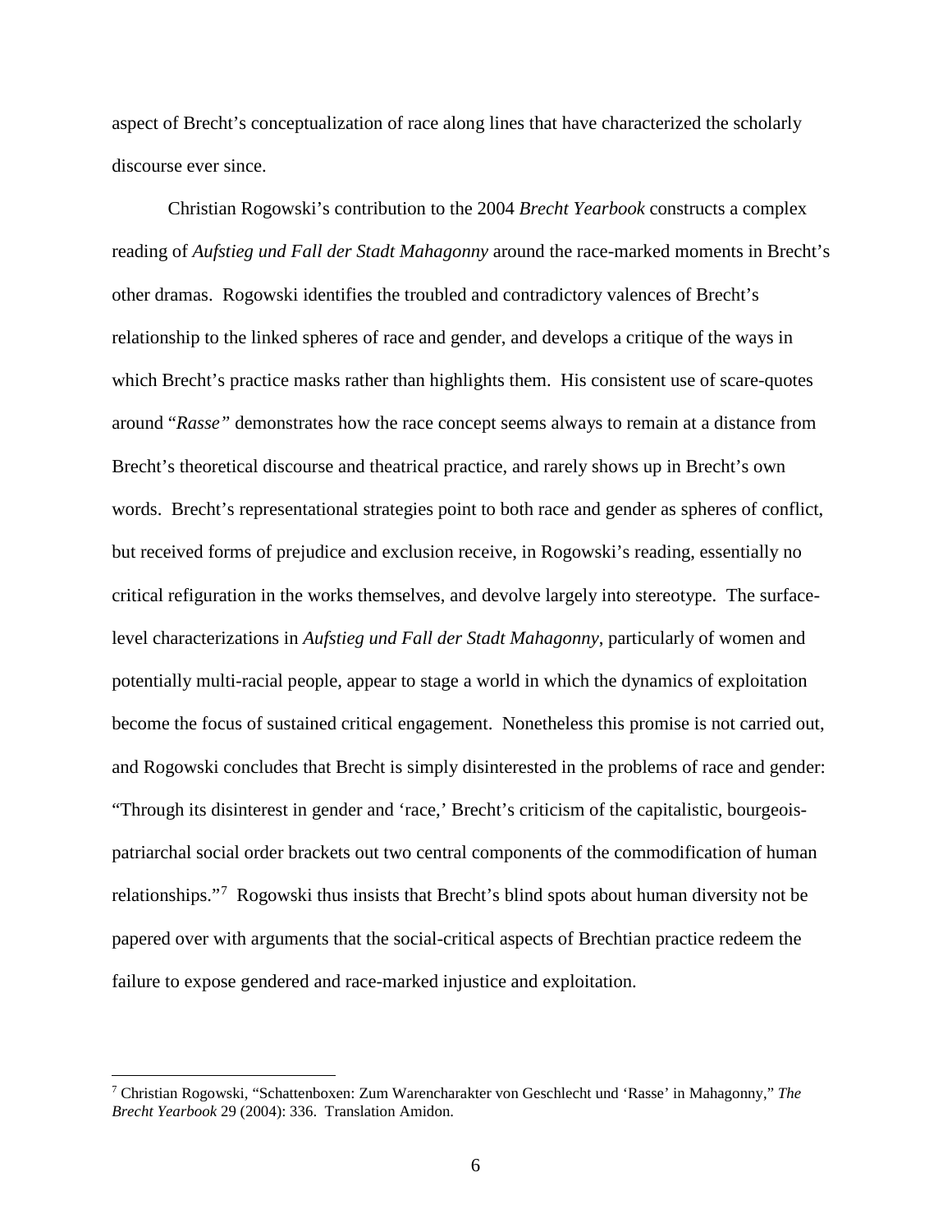aspect of Brecht's conceptualization of race along lines that have characterized the scholarly discourse ever since.

Christian Rogowski's contribution to the 2004 *Brecht Yearbook* constructs a complex reading of *Aufstieg und Fall der Stadt Mahagonny* around the race-marked moments in Brecht's other dramas. Rogowski identifies the troubled and contradictory valences of Brecht's relationship to the linked spheres of race and gender, and develops a critique of the ways in which Brecht's practice masks rather than highlights them. His consistent use of scare-quotes around "*Rasse*" demonstrates how the race concept seems always to remain at a distance from Brecht's theoretical discourse and theatrical practice, and rarely shows up in Brecht's own words. Brecht's representational strategies point to both race and gender as spheres of conflict, but received forms of prejudice and exclusion receive, in Rogowski's reading, essentially no critical refiguration in the works themselves, and devolve largely into stereotype. The surface-level characterizations in *Aufstieg und Fall der Stadt Mahagonny*, particularly of women and potentially multi-racial people, appear to stage a world in which the dynamics of exploitation become the focus of sustained critical engagement. Nonetheless this promise is not carried out, and Rogowski concludes that Brecht is simply disinterested in the problems of race and gender: "Through its disinterest in gender and 'race,' Brecht's criticism of the capitalistic, bourgeois-patriarchal social order brackets out two central components of the commodification of human relationships."[7] Rogowski thus insists that Brecht's blind spots about human diversity not be papered over with arguments that the social-critical aspects of Brechtian practice redeem the failure to expose gendered and race-marked injustice and exploitation.

---

[7] Christian Rogowski, "Schattenboxen: Zum Warencharakter von Geschlecht und 'Rasse' in Mahagonny," *The Brecht Yearbook* 29 (2004): 336. Translation Amidon.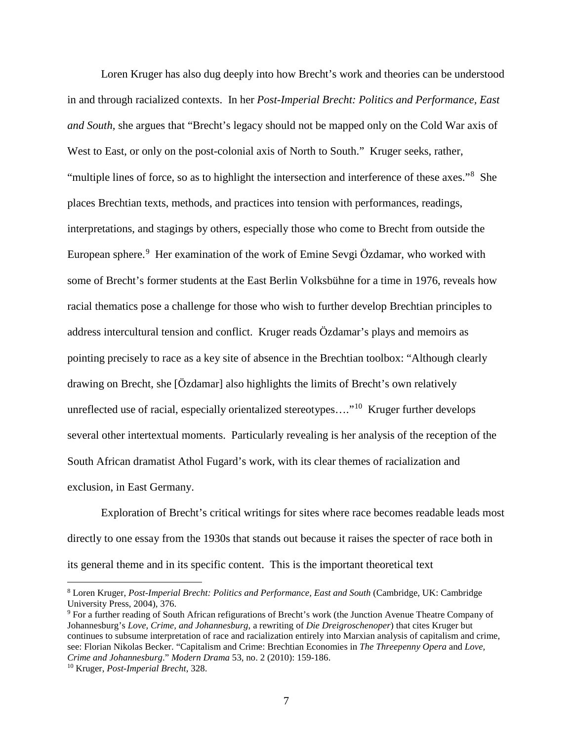Loren Kruger has also dug deeply into how Brecht's work and theories can be understood in and through racialized contexts. In her *Post-Imperial Brecht: Politics and Performance, East and South*, she argues that "Brecht's legacy should not be mapped only on the Cold War axis of West to East, or only on the post-colonial axis of North to South." Kruger seeks, rather, "multiple lines of force, so as to highlight the intersection and interference of these axes."[8] She places Brechtian texts, methods, and practices into tension with performances, readings, interpretations, and stagings by others, especially those who come to Brecht from outside the European sphere.[9] Her examination of the work of Emine Sevgi Özdamar, who worked with some of Brecht's former students at the East Berlin Volksbühne for a time in 1976, reveals how racial thematics pose a challenge for those who wish to further develop Brechtian principles to address intercultural tension and conflict. Kruger reads Özdamar's plays and memoirs as pointing precisely to race as a key site of absence in the Brechtian toolbox: "Although clearly drawing on Brecht, she [Özdamar] also highlights the limits of Brecht's own relatively unreflected use of racial, especially orientalized stereotypes…."[10] Kruger further develops several other intertextual moments. Particularly revealing is her analysis of the reception of the South African dramatist Athol Fugard's work, with its clear themes of racialization and exclusion, in East Germany.

Exploration of Brecht's critical writings for sites where race becomes readable leads most directly to one essay from the 1930s that stands out because it raises the specter of race both in its general theme and in its specific content. This is the important theoretical text

---

[8] Loren Kruger, *Post-Imperial Brecht: Politics and Performance, East and South* (Cambridge, UK: Cambridge University Press, 2004), 376.

[9] For a further reading of South African refigurations of Brecht's work (the Junction Avenue Theatre Company of Johannesburg's *Love, Crime, and Johannesburg,* a rewriting of *Die Dreigroschenoper*) that cites Kruger but continues to subsume interpretation of race and racialization entirely into Marxian analysis of capitalism and crime, see: Florian Nikolas Becker. "Capitalism and Crime: Brechtian Economies in *The Threepenny Opera* and *Love, Crime and Johannesburg*." *Modern Drama* 53, no. 2 (2010): 159-186.

[10] Kruger, *Post-Imperial Brecht*, 328.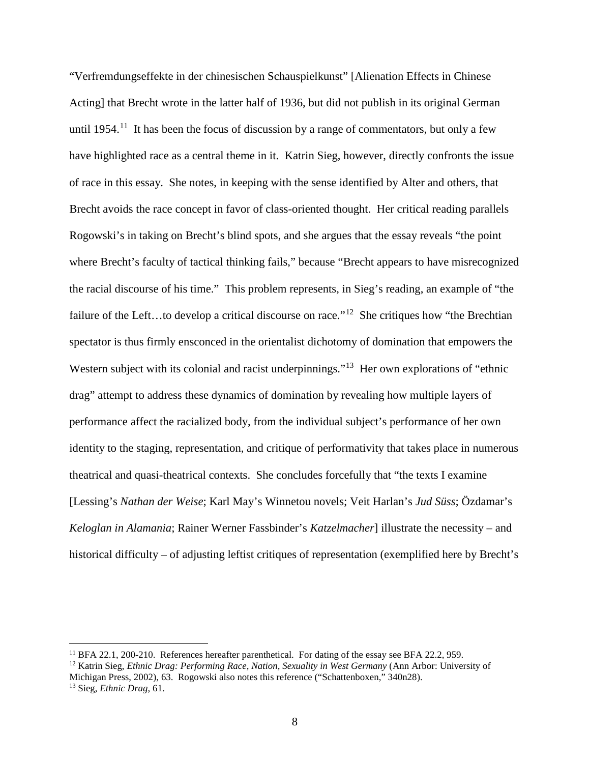"Verfremdungseffekte in der chinesischen Schauspielkunst" [Alienation Effects in Chinese Acting] that Brecht wrote in the latter half of 1936, but did not publish in its original German until 1954.[11] It has been the focus of discussion by a range of commentators, but only a few have highlighted race as a central theme in it. Katrin Sieg, however, directly confronts the issue of race in this essay. She notes, in keeping with the sense identified by Alter and others, that Brecht avoids the race concept in favor of class-oriented thought. Her critical reading parallels Rogowski's in taking on Brecht's blind spots, and she argues that the essay reveals "the point where Brecht's faculty of tactical thinking fails," because "Brecht appears to have misrecognized the racial discourse of his time." This problem represents, in Sieg's reading, an example of "the failure of the Left…to develop a critical discourse on race."[12] She critiques how "the Brechtian spectator is thus firmly ensconced in the orientalist dichotomy of domination that empowers the Western subject with its colonial and racist underpinnings."[13] Her own explorations of "ethnic drag" attempt to address these dynamics of domination by revealing how multiple layers of performance affect the racialized body, from the individual subject's performance of her own identity to the staging, representation, and critique of performativity that takes place in numerous theatrical and quasi-theatrical contexts. She concludes forcefully that "the texts I examine [Lessing's *Nathan der Weise*; Karl May's Winnetou novels; Veit Harlan's *Jud Süss*; Özdamar's *Keloglan in Alamania*; Rainer Werner Fassbinder's *Katzelmacher*] illustrate the necessity – and historical difficulty – of adjusting leftist critiques of representation (exemplified here by Brecht's

---

[11] BFA 22.1, 200-210. References hereafter parenthetical. For dating of the essay see BFA 22.2, 959.

[12] Katrin Sieg, *Ethnic Drag: Performing Race, Nation, Sexuality in West Germany* (Ann Arbor: University of Michigan Press, 2002), 63. Rogowski also notes this reference ("Schattenboxen," 340n28).

[13] Sieg, *Ethnic Drag*, 61.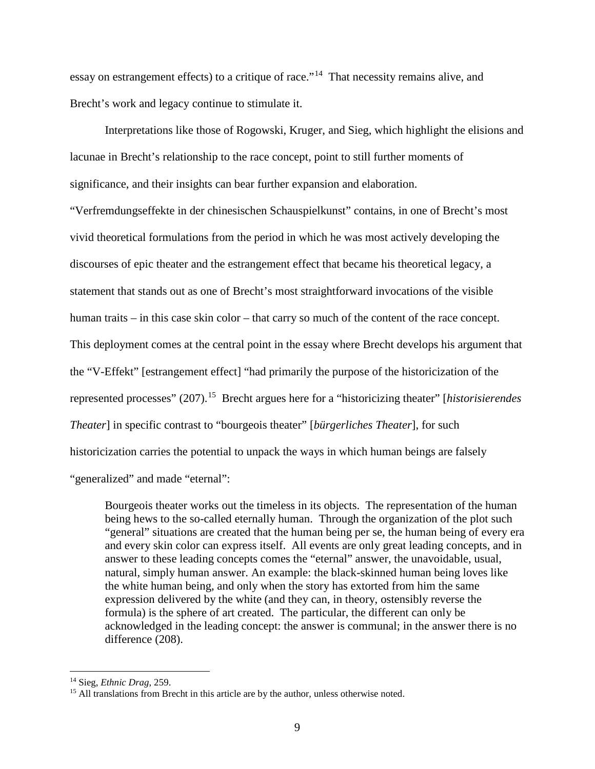essay on estrangement effects) to a critique of race."[14] That necessity remains alive, and Brecht's work and legacy continue to stimulate it.

Interpretations like those of Rogowski, Kruger, and Sieg, which highlight the elisions and lacunae in Brecht's relationship to the race concept, point to still further moments of significance, and their insights can bear further expansion and elaboration. "Verfremdungseffekte in der chinesischen Schauspielkunst" contains, in one of Brecht's most vivid theoretical formulations from the period in which he was most actively developing the discourses of epic theater and the estrangement effect that became his theoretical legacy, a statement that stands out as one of Brecht's most straightforward invocations of the visible human traits – in this case skin color – that carry so much of the content of the race concept. This deployment comes at the central point in the essay where Brecht develops his argument that the "V-Effekt" [estrangement effect] "had primarily the purpose of the historicization of the represented processes" (207).[15] Brecht argues here for a "historicizing theater" [*historisierendes Theater*] in specific contrast to "bourgeois theater" [*bürgerliches Theater*], for such historicization carries the potential to unpack the ways in which human beings are falsely "generalized" and made "eternal":

> Bourgeois theater works out the timeless in its objects. The representation of the human being hews to the so-called eternally human. Through the organization of the plot such "general" situations are created that the human being per se, the human being of every era and every skin color can express itself. All events are only great leading concepts, and in answer to these leading concepts comes the "eternal" answer, the unavoidable, usual, natural, simply human answer. An example: the black-skinned human being loves like the white human being, and only when the story has extorted from him the same expression delivered by the white (and they can, in theory, ostensibly reverse the formula) is the sphere of art created. The particular, the different can only be acknowledged in the leading concept: the answer is communal; in the answer there is no difference (208).

[14] Sieg, *Ethnic Drag*, 259.

[15] All translations from Brecht in this article are by the author, unless otherwise noted.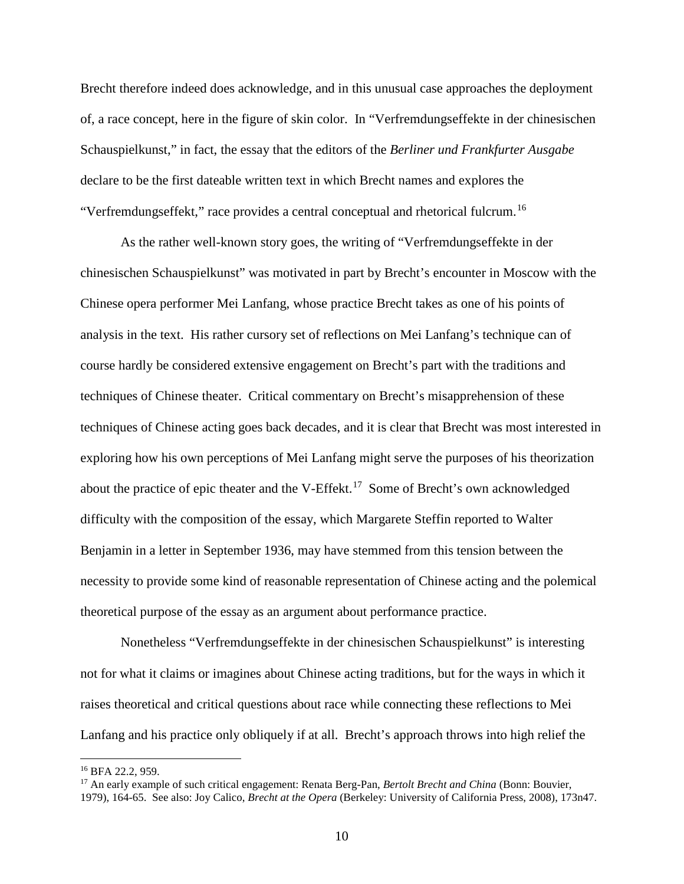Brecht therefore indeed does acknowledge, and in this unusual case approaches the deployment of, a race concept, here in the figure of skin color. In "Verfremdungseffekte in der chinesischen Schauspielkunst," in fact, the essay that the editors of the *Berliner und Frankfurter Ausgabe* declare to be the first dateable written text in which Brecht names and explores the "Verfremdungseffekt," race provides a central conceptual and rhetorical fulcrum.[16]

As the rather well-known story goes, the writing of "Verfremdungseffekte in der chinesischen Schauspielkunst" was motivated in part by Brecht's encounter in Moscow with the Chinese opera performer Mei Lanfang, whose practice Brecht takes as one of his points of analysis in the text. His rather cursory set of reflections on Mei Lanfang's technique can of course hardly be considered extensive engagement on Brecht's part with the traditions and techniques of Chinese theater. Critical commentary on Brecht's misapprehension of these techniques of Chinese acting goes back decades, and it is clear that Brecht was most interested in exploring how his own perceptions of Mei Lanfang might serve the purposes of his theorization about the practice of epic theater and the V-Effekt.[17] Some of Brecht's own acknowledged difficulty with the composition of the essay, which Margarete Steffin reported to Walter Benjamin in a letter in September 1936, may have stemmed from this tension between the necessity to provide some kind of reasonable representation of Chinese acting and the polemical theoretical purpose of the essay as an argument about performance practice.

Nonetheless "Verfremdungseffekte in der chinesischen Schauspielkunst" is interesting not for what it claims or imagines about Chinese acting traditions, but for the ways in which it raises theoretical and critical questions about race while connecting these reflections to Mei Lanfang and his practice only obliquely if at all. Brecht's approach throws into high relief the

[16] BFA 22.2, 959.

[17] An early example of such critical engagement: Renata Berg-Pan, *Bertolt Brecht and China* (Bonn: Bouvier, 1979), 164-65. See also: Joy Calico, *Brecht at the Opera* (Berkeley: University of California Press, 2008), 173n47.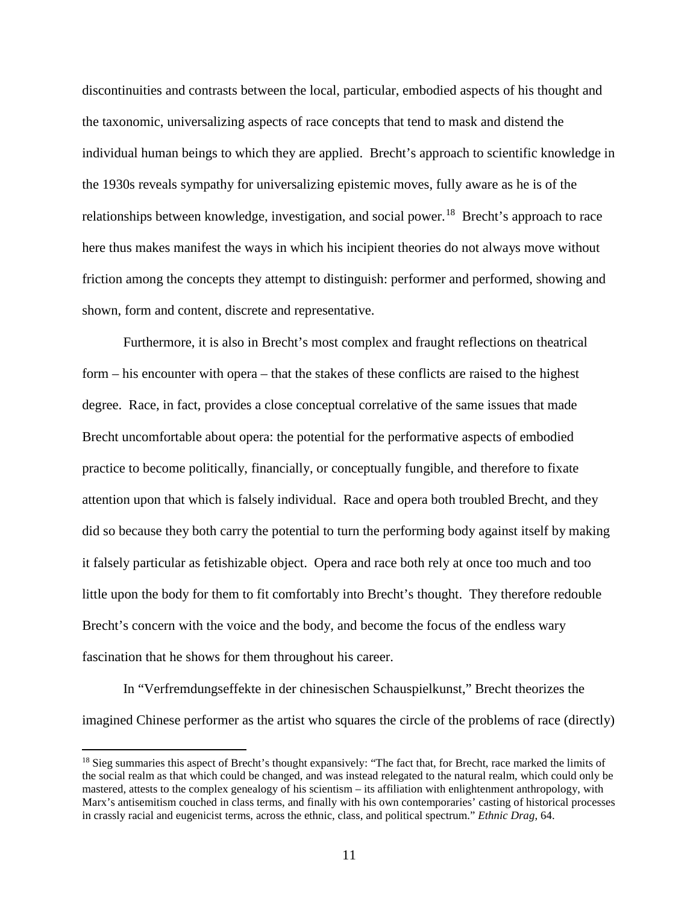discontinuities and contrasts between the local, particular, embodied aspects of his thought and the taxonomic, universalizing aspects of race concepts that tend to mask and distend the individual human beings to which they are applied. Brecht's approach to scientific knowledge in the 1930s reveals sympathy for universalizing epistemic moves, fully aware as he is of the relationships between knowledge, investigation, and social power.[18] Brecht's approach to race here thus makes manifest the ways in which his incipient theories do not always move without friction among the concepts they attempt to distinguish: performer and performed, showing and shown, form and content, discrete and representative.

Furthermore, it is also in Brecht's most complex and fraught reflections on theatrical form – his encounter with opera – that the stakes of these conflicts are raised to the highest degree. Race, in fact, provides a close conceptual correlative of the same issues that made Brecht uncomfortable about opera: the potential for the performative aspects of embodied practice to become politically, financially, or conceptually fungible, and therefore to fixate attention upon that which is falsely individual. Race and opera both troubled Brecht, and they did so because they both carry the potential to turn the performing body against itself by making it falsely particular as fetishizable object. Opera and race both rely at once too much and too little upon the body for them to fit comfortably into Brecht's thought. They therefore redouble Brecht's concern with the voice and the body, and become the focus of the endless wary fascination that he shows for them throughout his career.

In "Verfremdungseffekte in der chinesischen Schauspielkunst," Brecht theorizes the imagined Chinese performer as the artist who squares the circle of the problems of race (directly)

[18] Sieg summaries this aspect of Brecht's thought expansively: "The fact that, for Brecht, race marked the limits of the social realm as that which could be changed, and was instead relegated to the natural realm, which could only be mastered, attests to the complex genealogy of his scientism – its affiliation with enlightenment anthropology, with Marx's antisemitism couched in class terms, and finally with his own contemporaries' casting of historical processes in crassly racial and eugenicist terms, across the ethnic, class, and political spectrum." *Ethnic Drag*, 64.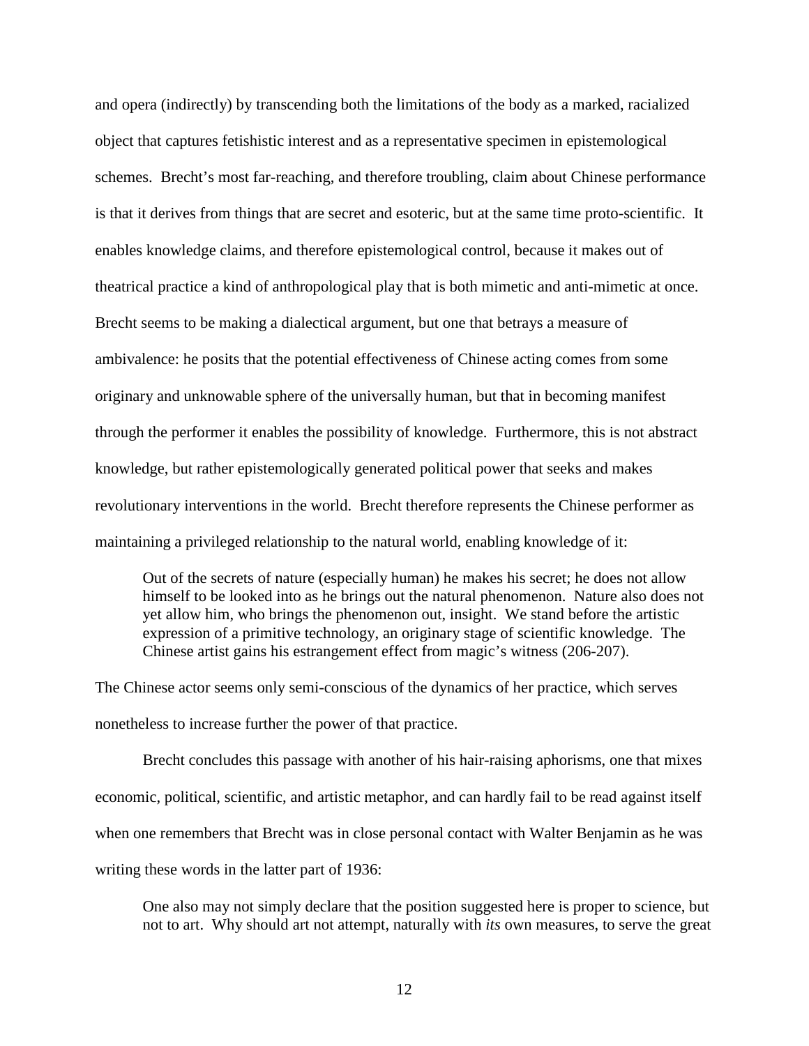and opera (indirectly) by transcending both the limitations of the body as a marked, racialized object that captures fetishistic interest and as a representative specimen in epistemological schemes. Brecht's most far-reaching, and therefore troubling, claim about Chinese performance is that it derives from things that are secret and esoteric, but at the same time proto-scientific. It enables knowledge claims, and therefore epistemological control, because it makes out of theatrical practice a kind of anthropological play that is both mimetic and anti-mimetic at once. Brecht seems to be making a dialectical argument, but one that betrays a measure of ambivalence: he posits that the potential effectiveness of Chinese acting comes from some originary and unknowable sphere of the universally human, but that in becoming manifest through the performer it enables the possibility of knowledge. Furthermore, this is not abstract knowledge, but rather epistemologically generated political power that seeks and makes revolutionary interventions in the world. Brecht therefore represents the Chinese performer as maintaining a privileged relationship to the natural world, enabling knowledge of it:

> Out of the secrets of nature (especially human) he makes his secret; he does not allow himself to be looked into as he brings out the natural phenomenon. Nature also does not yet allow him, who brings the phenomenon out, insight. We stand before the artistic expression of a primitive technology, an originary stage of scientific knowledge. The Chinese artist gains his estrangement effect from magic's witness (206-207).

The Chinese actor seems only semi-conscious of the dynamics of her practice, which serves nonetheless to increase further the power of that practice.

Brecht concludes this passage with another of his hair-raising aphorisms, one that mixes economic, political, scientific, and artistic metaphor, and can hardly fail to be read against itself when one remembers that Brecht was in close personal contact with Walter Benjamin as he was writing these words in the latter part of 1936:

> One also may not simply declare that the position suggested here is proper to science, but not to art. Why should art not attempt, naturally with *its* own measures, to serve the great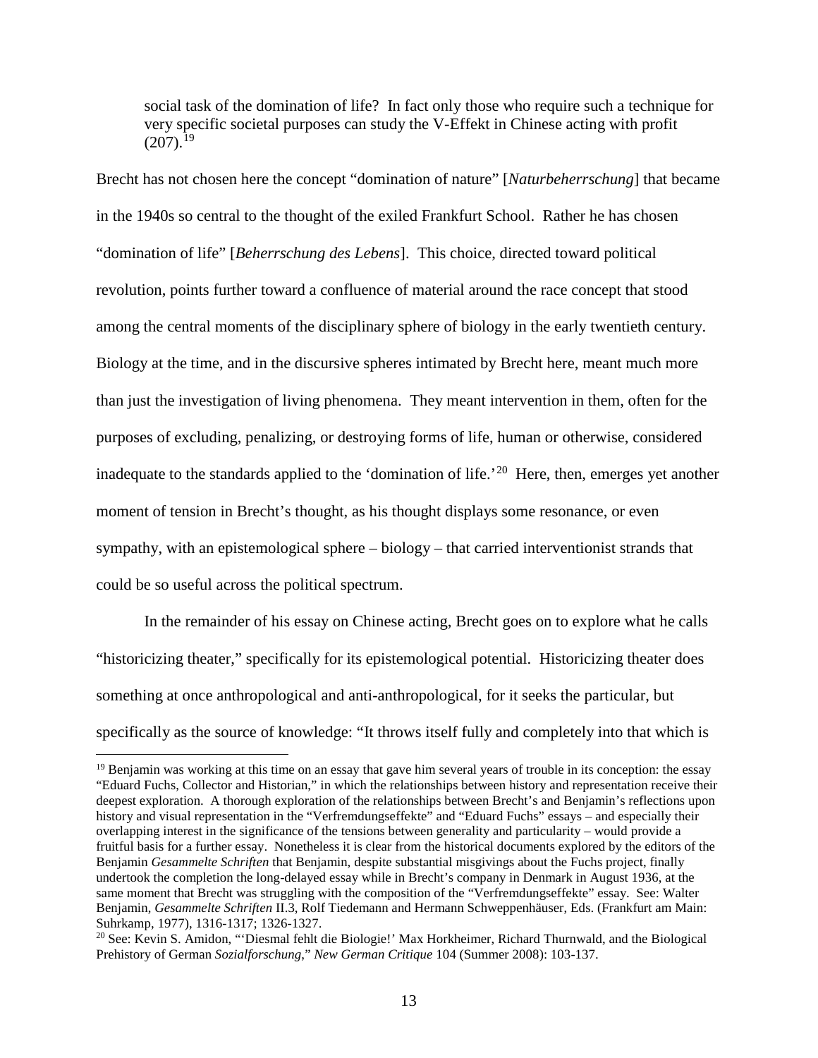> social task of the domination of life? In fact only those who require such a technique for very specific societal purposes can study the V-Effekt in Chinese acting with profit (207).[19]

Brecht has not chosen here the concept "domination of nature" [*Naturbeherrschung*] that became in the 1940s so central to the thought of the exiled Frankfurt School. Rather he has chosen "domination of life" [*Beherrschung des Lebens*]. This choice, directed toward political revolution, points further toward a confluence of material around the race concept that stood among the central moments of the disciplinary sphere of biology in the early twentieth century. Biology at the time, and in the discursive spheres intimated by Brecht here, meant much more than just the investigation of living phenomena. They meant intervention in them, often for the purposes of excluding, penalizing, or destroying forms of life, human or otherwise, considered inadequate to the standards applied to the 'domination of life.'[20] Here, then, emerges yet another moment of tension in Brecht's thought, as his thought displays some resonance, or even sympathy, with an epistemological sphere – biology – that carried interventionist strands that could be so useful across the political spectrum.

In the remainder of his essay on Chinese acting, Brecht goes on to explore what he calls "historicizing theater," specifically for its epistemological potential. Historicizing theater does something at once anthropological and anti-anthropological, for it seeks the particular, but specifically as the source of knowledge: "It throws itself fully and completely into that which is

---

[19] Benjamin was working at this time on an essay that gave him several years of trouble in its conception: the essay "Eduard Fuchs, Collector and Historian," in which the relationships between history and representation receive their deepest exploration. A thorough exploration of the relationships between Brecht's and Benjamin's reflections upon history and visual representation in the "Verfremdungseffekte" and "Eduard Fuchs" essays – and especially their overlapping interest in the significance of the tensions between generality and particularity – would provide a fruitful basis for a further essay. Nonetheless it is clear from the historical documents explored by the editors of the Benjamin *Gesammelte Schriften* that Benjamin, despite substantial misgivings about the Fuchs project, finally undertook the completion the long-delayed essay while in Brecht's company in Denmark in August 1936, at the same moment that Brecht was struggling with the composition of the "Verfremdungseffekte" essay. See: Walter Benjamin, *Gesammelte Schriften* II.3, Rolf Tiedemann and Hermann Schweppenhäuser, Eds. (Frankfurt am Main: Suhrkamp, 1977), 1316-1317; 1326-1327.

[20] See: Kevin S. Amidon, "'Diesmal fehlt die Biologie!' Max Horkheimer, Richard Thurnwald, and the Biological Prehistory of German *Sozialforschung*," *New German Critique* 104 (Summer 2008): 103-137.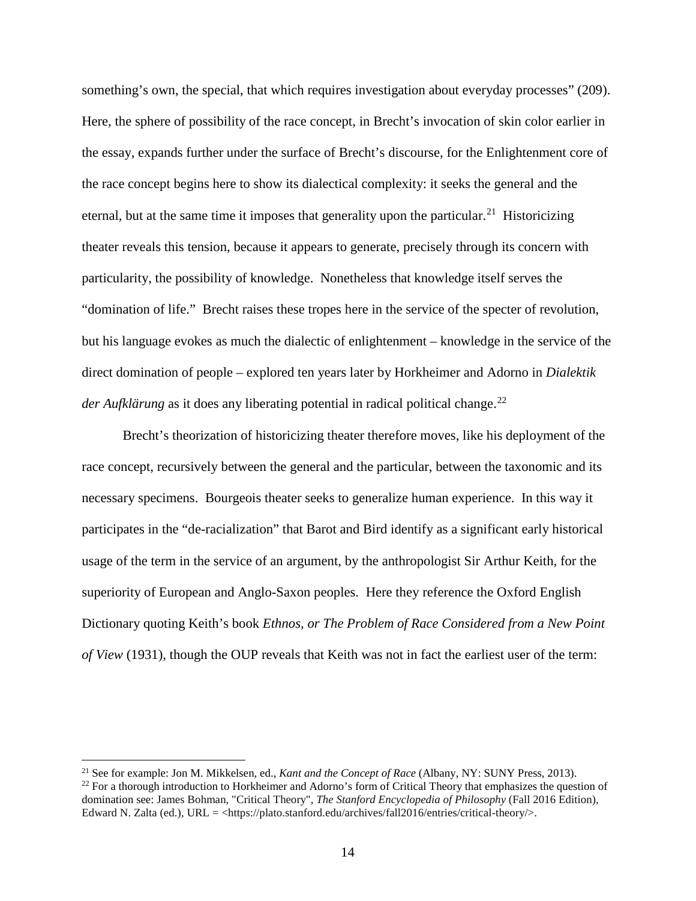something's own, the special, that which requires investigation about everyday processes" (209). Here, the sphere of possibility of the race concept, in Brecht's invocation of skin color earlier in the essay, expands further under the surface of Brecht's discourse, for the Enlightenment core of the race concept begins here to show its dialectical complexity: it seeks the general and the eternal, but at the same time it imposes that generality upon the particular.[21] Historicizing theater reveals this tension, because it appears to generate, precisely through its concern with particularity, the possibility of knowledge. Nonetheless that knowledge itself serves the "domination of life." Brecht raises these tropes here in the service of the specter of revolution, but his language evokes as much the dialectic of enlightenment – knowledge in the service of the direct domination of people – explored ten years later by Horkheimer and Adorno in *Dialektik der Aufklärung* as it does any liberating potential in radical political change.[22]

Brecht's theorization of historicizing theater therefore moves, like his deployment of the race concept, recursively between the general and the particular, between the taxonomic and its necessary specimens. Bourgeois theater seeks to generalize human experience. In this way it participates in the "de-racialization" that Barot and Bird identify as a significant early historical usage of the term in the service of an argument, by the anthropologist Sir Arthur Keith, for the superiority of European and Anglo-Saxon peoples. Here they reference the Oxford English Dictionary quoting Keith's book *Ethnos, or The Problem of Race Considered from a New Point of View* (1931), though the OUP reveals that Keith was not in fact the earliest user of the term:

---

[21] See for example: Jon M. Mikkelsen, ed., *Kant and the Concept of Race* (Albany, NY: SUNY Press, 2013).

[22] For a thorough introduction to Horkheimer and Adorno's form of Critical Theory that emphasizes the question of domination see: James Bohman, "Critical Theory", *The Stanford Encyclopedia of Philosophy* (Fall 2016 Edition), Edward N. Zalta (ed.), URL = <https://plato.stanford.edu/archives/fall2016/entries/critical-theory/>.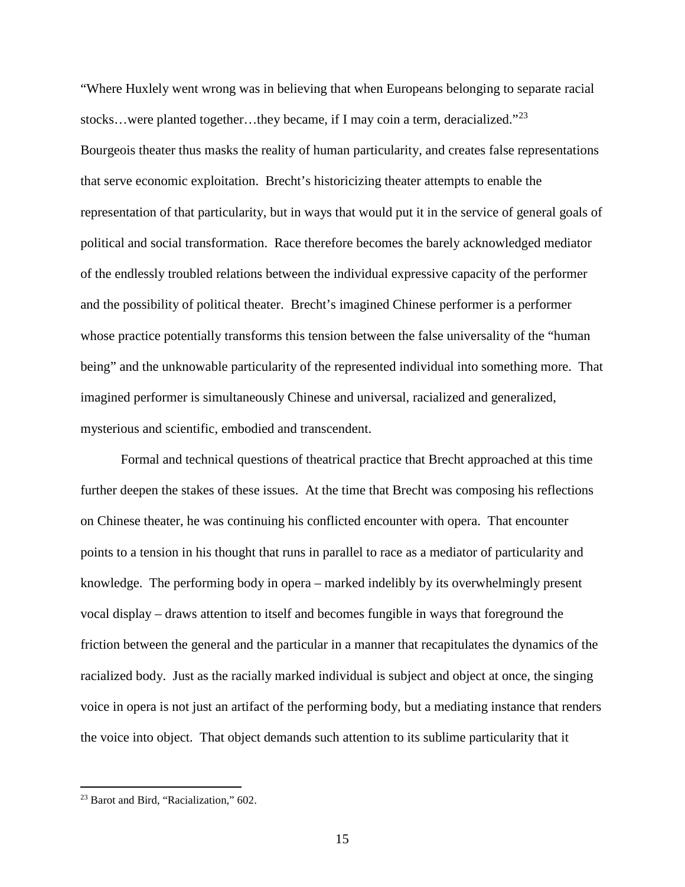"Where Huxlely went wrong was in believing that when Europeans belonging to separate racial stocks…were planted together…they became, if I may coin a term, deracialized."[23] Bourgeois theater thus masks the reality of human particularity, and creates false representations that serve economic exploitation. Brecht's historicizing theater attempts to enable the representation of that particularity, but in ways that would put it in the service of general goals of political and social transformation. Race therefore becomes the barely acknowledged mediator of the endlessly troubled relations between the individual expressive capacity of the performer and the possibility of political theater. Brecht's imagined Chinese performer is a performer whose practice potentially transforms this tension between the false universality of the "human being" and the unknowable particularity of the represented individual into something more. That imagined performer is simultaneously Chinese and universal, racialized and generalized, mysterious and scientific, embodied and transcendent.

Formal and technical questions of theatrical practice that Brecht approached at this time further deepen the stakes of these issues. At the time that Brecht was composing his reflections on Chinese theater, he was continuing his conflicted encounter with opera. That encounter points to a tension in his thought that runs in parallel to race as a mediator of particularity and knowledge. The performing body in opera – marked indelibly by its overwhelmingly present vocal display – draws attention to itself and becomes fungible in ways that foreground the friction between the general and the particular in a manner that recapitulates the dynamics of the racialized body. Just as the racially marked individual is subject and object at once, the singing voice in opera is not just an artifact of the performing body, but a mediating instance that renders the voice into object. That object demands such attention to its sublime particularity that it

[23] Barot and Bird, "Racialization," 602.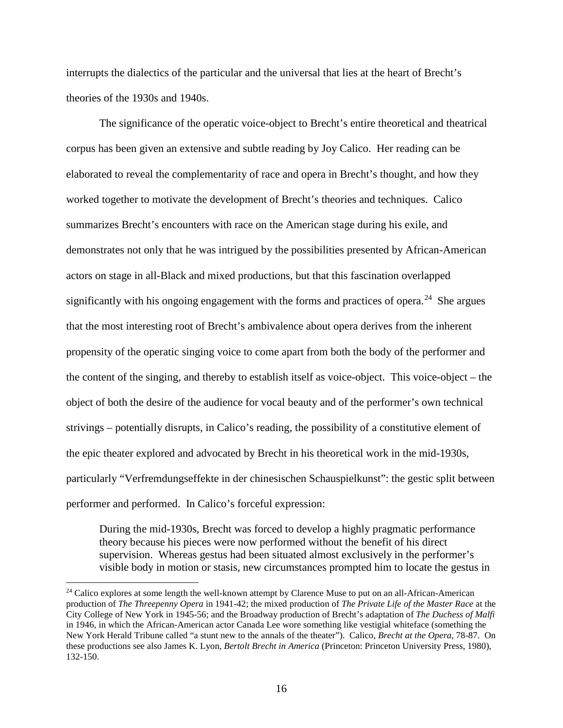interrupts the dialectics of the particular and the universal that lies at the heart of Brecht's theories of the 1930s and 1940s.

The significance of the operatic voice-object to Brecht's entire theoretical and theatrical corpus has been given an extensive and subtle reading by Joy Calico. Her reading can be elaborated to reveal the complementarity of race and opera in Brecht's thought, and how they worked together to motivate the development of Brecht's theories and techniques. Calico summarizes Brecht's encounters with race on the American stage during his exile, and demonstrates not only that he was intrigued by the possibilities presented by African-American actors on stage in all-Black and mixed productions, but that this fascination overlapped significantly with his ongoing engagement with the forms and practices of opera.[24] She argues that the most interesting root of Brecht's ambivalence about opera derives from the inherent propensity of the operatic singing voice to come apart from both the body of the performer and the content of the singing, and thereby to establish itself as voice-object. This voice-object – the object of both the desire of the audience for vocal beauty and of the performer's own technical strivings – potentially disrupts, in Calico's reading, the possibility of a constitutive element of the epic theater explored and advocated by Brecht in his theoretical work in the mid-1930s, particularly "Verfremdungseffekte in der chinesischen Schauspielkunst": the gestic split between performer and performed. In Calico's forceful expression:

> During the mid-1930s, Brecht was forced to develop a highly pragmatic performance theory because his pieces were now performed without the benefit of his direct supervision. Whereas gestus had been situated almost exclusively in the performer's visible body in motion or stasis, new circumstances prompted him to locate the gestus in

---

[24] Calico explores at some length the well-known attempt by Clarence Muse to put on an all-African-American production of *The Threepenny Opera* in 1941-42; the mixed production of *The Private Life of the Master Race* at the City College of New York in 1945-56; and the Broadway production of Brecht's adaptation of *The Duchess of Malfi* in 1946, in which the African-American actor Canada Lee wore something like vestigial whiteface (something the New York Herald Tribune called "a stunt new to the annals of the theater"). Calico, *Brecht at the Opera*, 78-87. On these productions see also James K. Lyon, *Bertolt Brecht in America* (Princeton: Princeton University Press, 1980), 132-150.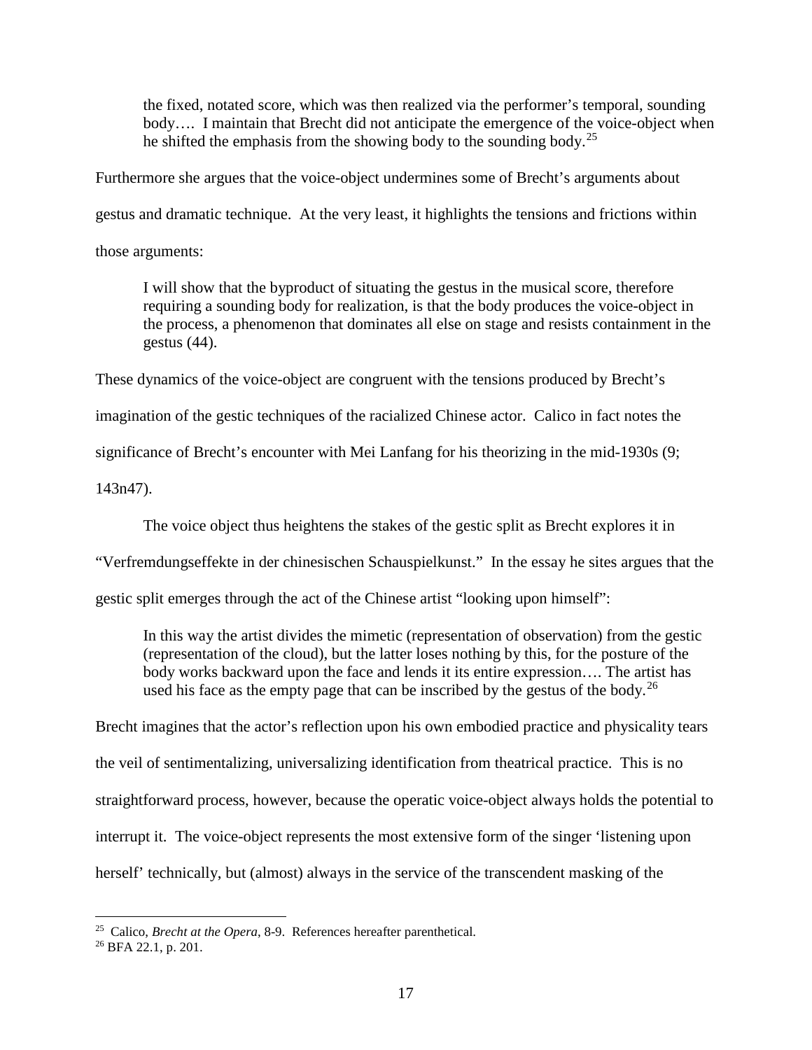> the fixed, notated score, which was then realized via the performer's temporal, sounding body…. I maintain that Brecht did not anticipate the emergence of the voice-object when he shifted the emphasis from the showing body to the sounding body.[25]

Furthermore she argues that the voice-object undermines some of Brecht's arguments about gestus and dramatic technique. At the very least, it highlights the tensions and frictions within those arguments:

> I will show that the byproduct of situating the gestus in the musical score, therefore requiring a sounding body for realization, is that the body produces the voice-object in the process, a phenomenon that dominates all else on stage and resists containment in the gestus (44).

These dynamics of the voice-object are congruent with the tensions produced by Brecht's imagination of the gestic techniques of the racialized Chinese actor. Calico in fact notes the significance of Brecht's encounter with Mei Lanfang for his theorizing in the mid-1930s (9; 143n47).

The voice object thus heightens the stakes of the gestic split as Brecht explores it in "Verfremdungseffekte in der chinesischen Schauspielkunst." In the essay he sites argues that the gestic split emerges through the act of the Chinese artist "looking upon himself":

> In this way the artist divides the mimetic (representation of observation) from the gestic (representation of the cloud), but the latter loses nothing by this, for the posture of the body works backward upon the face and lends it its entire expression…. The artist has used his face as the empty page that can be inscribed by the gestus of the body.[26]

Brecht imagines that the actor's reflection upon his own embodied practice and physicality tears the veil of sentimentalizing, universalizing identification from theatrical practice. This is no straightforward process, however, because the operatic voice-object always holds the potential to interrupt it. The voice-object represents the most extensive form of the singer 'listening upon herself' technically, but (almost) always in the service of the transcendent masking of the

---

[25] Calico, *Brecht at the Opera*, 8-9. References hereafter parenthetical.

[26] BFA 22.1, p. 201.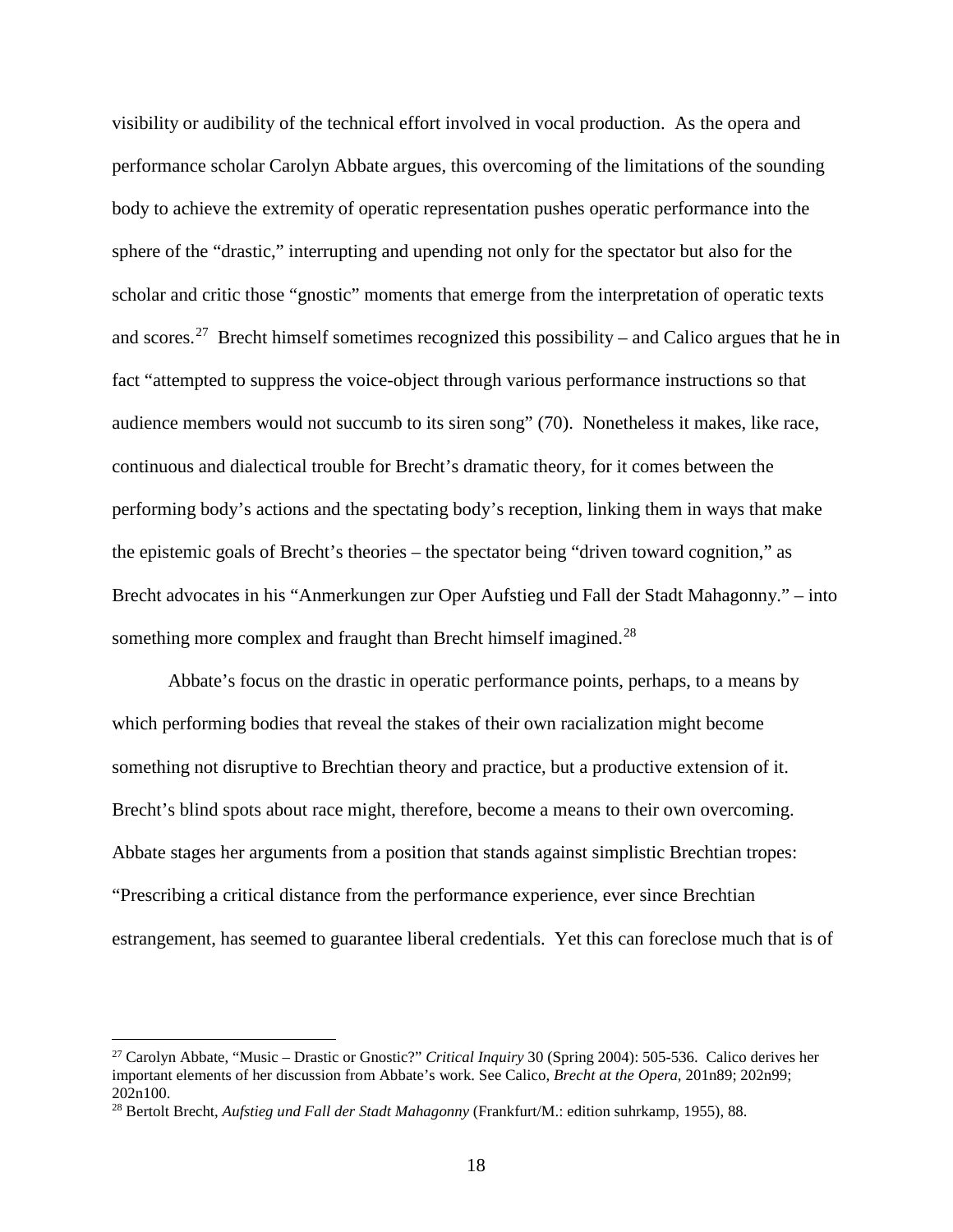visibility or audibility of the technical effort involved in vocal production. As the opera and performance scholar Carolyn Abbate argues, this overcoming of the limitations of the sounding body to achieve the extremity of operatic representation pushes operatic performance into the sphere of the "drastic," interrupting and upending not only for the spectator but also for the scholar and critic those "gnostic" moments that emerge from the interpretation of operatic texts and scores.[27] Brecht himself sometimes recognized this possibility – and Calico argues that he in fact "attempted to suppress the voice-object through various performance instructions so that audience members would not succumb to its siren song" (70). Nonetheless it makes, like race, continuous and dialectical trouble for Brecht's dramatic theory, for it comes between the performing body's actions and the spectating body's reception, linking them in ways that make the epistemic goals of Brecht's theories – the spectator being "driven toward cognition," as Brecht advocates in his "Anmerkungen zur Oper Aufstieg und Fall der Stadt Mahagonny." – into something more complex and fraught than Brecht himself imagined.[28]

Abbate's focus on the drastic in operatic performance points, perhaps, to a means by which performing bodies that reveal the stakes of their own racialization might become something not disruptive to Brechtian theory and practice, but a productive extension of it. Brecht's blind spots about race might, therefore, become a means to their own overcoming. Abbate stages her arguments from a position that stands against simplistic Brechtian tropes: "Prescribing a critical distance from the performance experience, ever since Brechtian estrangement, has seemed to guarantee liberal credentials. Yet this can foreclose much that is of

---

[27] Carolyn Abbate, "Music – Drastic or Gnostic?" *Critical Inquiry* 30 (Spring 2004): 505-536. Calico derives her important elements of her discussion from Abbate's work. See Calico, *Brecht at the Opera*, 201n89; 202n99; 202n100.

[28] Bertolt Brecht, *Aufstieg und Fall der Stadt Mahagonny* (Frankfurt/M.: edition suhrkamp, 1955), 88.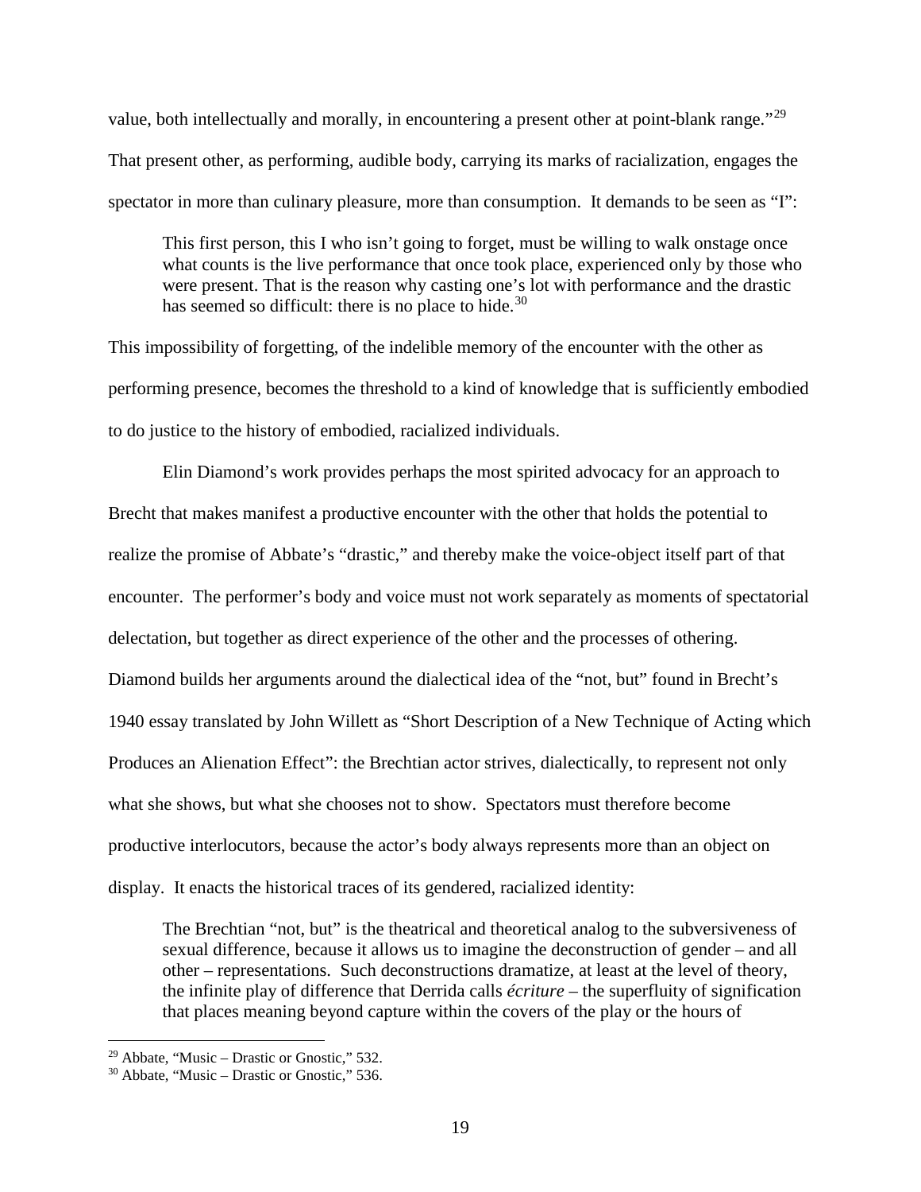value, both intellectually and morally, in encountering a present other at point-blank range."[29] That present other, as performing, audible body, carrying its marks of racialization, engages the spectator in more than culinary pleasure, more than consumption. It demands to be seen as "I":

> This first person, this I who isn't going to forget, must be willing to walk onstage once what counts is the live performance that once took place, experienced only by those who were present. That is the reason why casting one's lot with performance and the drastic has seemed so difficult: there is no place to hide.[30]

This impossibility of forgetting, of the indelible memory of the encounter with the other as performing presence, becomes the threshold to a kind of knowledge that is sufficiently embodied to do justice to the history of embodied, racialized individuals.

Elin Diamond's work provides perhaps the most spirited advocacy for an approach to Brecht that makes manifest a productive encounter with the other that holds the potential to realize the promise of Abbate's "drastic," and thereby make the voice-object itself part of that encounter. The performer's body and voice must not work separately as moments of spectatorial delectation, but together as direct experience of the other and the processes of othering. Diamond builds her arguments around the dialectical idea of the "not, but" found in Brecht's 1940 essay translated by John Willett as "Short Description of a New Technique of Acting which Produces an Alienation Effect": the Brechtian actor strives, dialectically, to represent not only what she shows, but what she chooses not to show. Spectators must therefore become productive interlocutors, because the actor's body always represents more than an object on display. It enacts the historical traces of its gendered, racialized identity:

> The Brechtian "not, but" is the theatrical and theoretical analog to the subversiveness of sexual difference, because it allows us to imagine the deconstruction of gender – and all other – representations. Such deconstructions dramatize, at least at the level of theory, the infinite play of difference that Derrida calls *écriture* – the superfluity of signification that places meaning beyond capture within the covers of the play or the hours of

---

[29] Abbate, "Music – Drastic or Gnostic," 532.

[30] Abbate, "Music – Drastic or Gnostic," 536.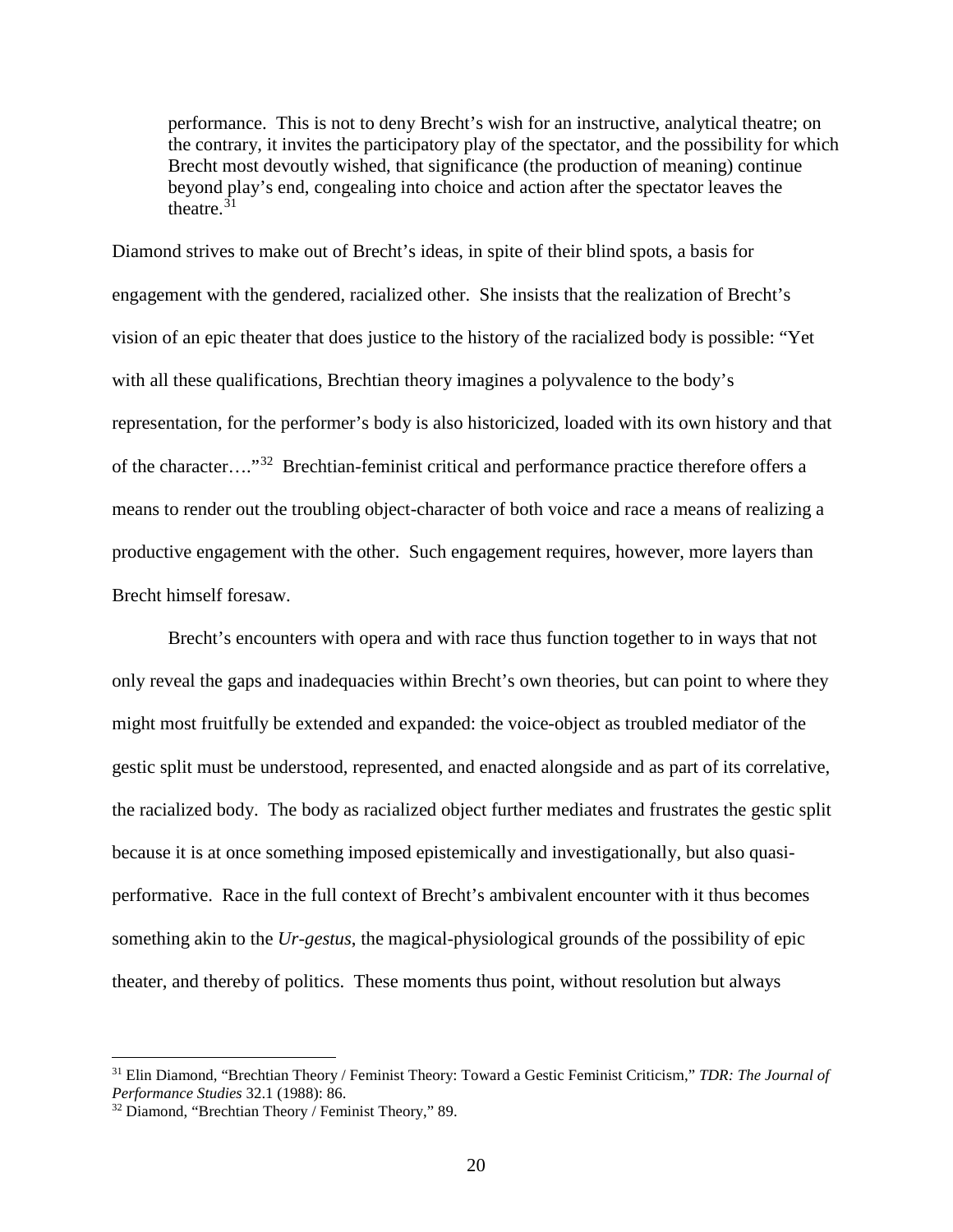> performance. This is not to deny Brecht's wish for an instructive, analytical theatre; on the contrary, it invites the participatory play of the spectator, and the possibility for which Brecht most devoutly wished, that significance (the production of meaning) continue beyond play's end, congealing into choice and action after the spectator leaves the theatre.[31]

Diamond strives to make out of Brecht's ideas, in spite of their blind spots, a basis for engagement with the gendered, racialized other. She insists that the realization of Brecht's vision of an epic theater that does justice to the history of the racialized body is possible: "Yet with all these qualifications, Brechtian theory imagines a polyvalence to the body's representation, for the performer's body is also historicized, loaded with its own history and that of the character…."[32] Brechtian-feminist critical and performance practice therefore offers a means to render out the troubling object-character of both voice and race a means of realizing a productive engagement with the other. Such engagement requires, however, more layers than Brecht himself foresaw.

Brecht's encounters with opera and with race thus function together to in ways that not only reveal the gaps and inadequacies within Brecht's own theories, but can point to where they might most fruitfully be extended and expanded: the voice-object as troubled mediator of the gestic split must be understood, represented, and enacted alongside and as part of its correlative, the racialized body. The body as racialized object further mediates and frustrates the gestic split because it is at once something imposed epistemically and investigationally, but also quasi-performative. Race in the full context of Brecht's ambivalent encounter with it thus becomes something akin to the *Ur-gestus*, the magical-physiological grounds of the possibility of epic theater, and thereby of politics. These moments thus point, without resolution but always

---

[31] Elin Diamond, "Brechtian Theory / Feminist Theory: Toward a Gestic Feminist Criticism," *TDR: The Journal of Performance Studies* 32.1 (1988): 86.

[32] Diamond, "Brechtian Theory / Feminist Theory," 89.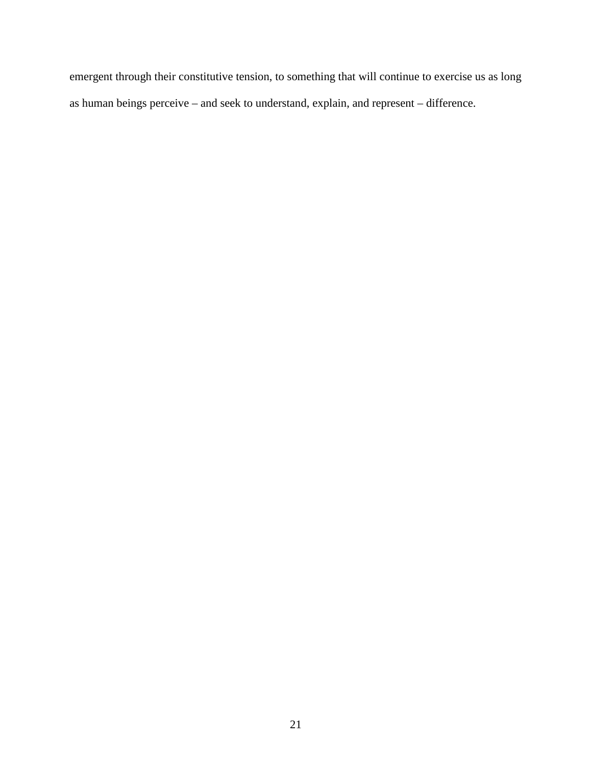emergent through their constitutive tension, to something that will continue to exercise us as long as human beings perceive – and seek to understand, explain, and represent – difference.